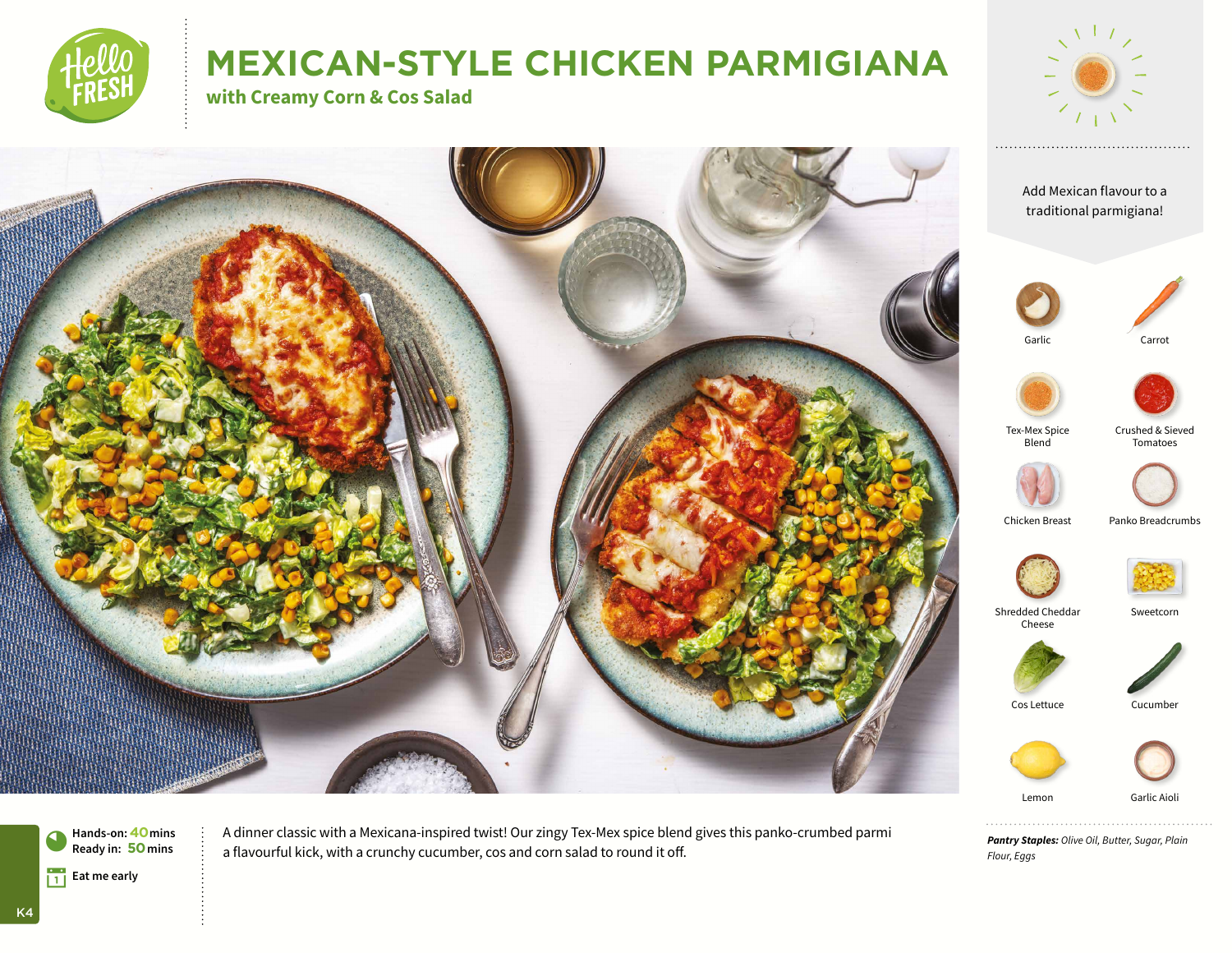# MEXICAN-STYLE CHICKEN PARMIGIANA

## with Creamy Corn & Cos Salad

Add Mexican flavour to a traditional parmigiana!

- Garlic
- Carrot
- Tex-Mex Spice Blend
- Crushed & Sieved Tomatoes
- Chicken Breast
- Panko Breadcrumbs
- Shredded Cheddar Cheese
- Sweetcorn
- Cos Lettuce
- Cucumber
- Lemon
- Garlic Aioli

Hands-on: **40** mins
Ready in: **50** mins

Eat me early

A dinner classic with a Mexicana-inspired twist! Our zingy Tex-Mex spice blend gives this panko-crumbed parmi a flavourful kick, with a crunchy cucumber, cos and corn salad to round it off.

***Pantry Staples:*** *Olive Oil, Butter, Sugar, Plain Flour, Eggs*

K4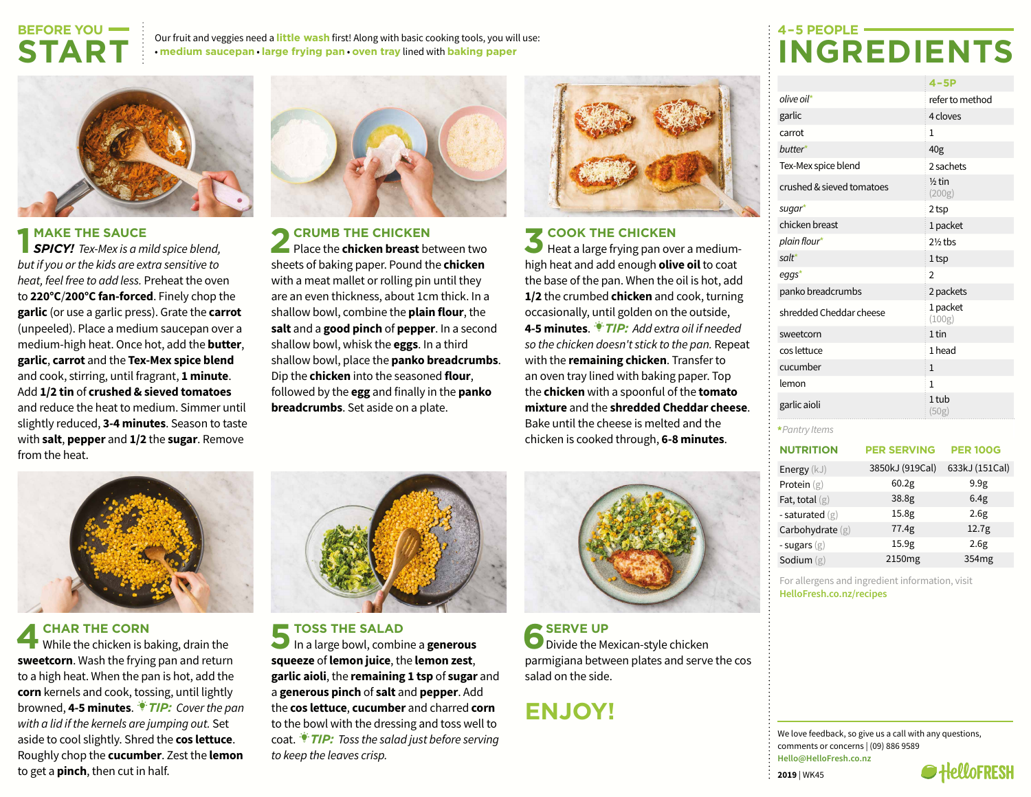## BEFORE YOU START

Our fruit and veggies need a **little wash** first! Along with basic cooking tools, you will use:
• **medium saucepan** • **large frying pan** • **oven tray** lined with **baking paper**

### 1 MAKE THE SAUCE

***SPICY!*** *Tex-Mex is a mild spice blend, but if you or the kids are extra sensitive to heat, feel free to add less.* Preheat the oven to **220°C/200°C fan-forced**. Finely chop the **garlic** (or use a garlic press). Grate the **carrot** (unpeeled). Place a medium saucepan over a medium-high heat. Once hot, add the **butter**, **garlic**, **carrot** and the **Tex-Mex spice blend** and cook, stirring, until fragrant, **1 minute**. Add **1/2 tin** of **crushed & sieved tomatoes** and reduce the heat to medium. Simmer until slightly reduced, **3-4 minutes**. Season to taste with **salt**, **pepper** and **1/2** the **sugar**. Remove from the heat.

### 2 CRUMB THE CHICKEN

Place the **chicken breast** between two sheets of baking paper. Pound the **chicken** with a meat mallet or rolling pin until they are an even thickness, about 1cm thick. In a shallow bowl, combine the **plain flour**, the **salt** and a **good pinch** of **pepper**. In a second shallow bowl, whisk the **eggs**. In a third shallow bowl, place the **panko breadcrumbs**. Dip the **chicken** into the seasoned **flour**, followed by the **egg** and finally in the **panko breadcrumbs**. Set aside on a plate.

### 3 COOK THE CHICKEN

Heat a large frying pan over a medium-high heat and add enough **olive oil** to coat the base of the pan. When the oil is hot, add **1/2** the crumbed **chicken** and cook, turning occasionally, until golden on the outside, **4-5 minutes**. ***TIP:*** *Add extra oil if needed so the chicken doesn't stick to the pan.* Repeat with the **remaining chicken**. Transfer to an oven tray lined with baking paper. Top the **chicken** with a spoonful of the **tomato mixture** and the **shredded Cheddar cheese**. Bake until the cheese is melted and the chicken is cooked through, **6-8 minutes**.

### 4 CHAR THE CORN

While the chicken is baking, drain the **sweetcorn**. Wash the frying pan and return to a high heat. When the pan is hot, add the **corn** kernels and cook, tossing, until lightly browned, **4-5 minutes**. ***TIP:*** *Cover the pan with a lid if the kernels are jumping out.* Set aside to cool slightly. Shred the **cos lettuce**. Roughly chop the **cucumber**. Zest the **lemon** to get a **pinch**, then cut in half.

### 5 TOSS THE SALAD

In a large bowl, combine a **generous squeeze** of **lemon juice**, the **lemon zest**, **garlic aioli**, the **remaining 1 tsp** of **sugar** and a **generous pinch** of **salt** and **pepper**. Add the **cos lettuce**, **cucumber** and charred **corn** to the bowl with the dressing and toss well to coat. ***TIP:*** *Toss the salad just before serving to keep the leaves crisp.*

### 6 SERVE UP

Divide the Mexican-style chicken parmigiana between plates and serve the cos salad on the side.

**ENJOY!**

## 4-5 PEOPLE INGREDIENTS

| | 4-5P |
|---|---|
| *olive oil** | refer to method |
| garlic | 4 cloves |
| carrot | 1 |
| *butter** | 40g |
| Tex-Mex spice blend | 2 sachets |
| crushed & sieved tomatoes | ½ tin (200g) |
| *sugar** | 2 tsp |
| chicken breast | 1 packet |
| *plain flour** | 2½ tbs |
| *salt** | 1 tsp |
| *eggs** | 2 |
| panko breadcrumbs | 2 packets |
| shredded Cheddar cheese | 1 packet (100g) |
| sweetcorn | 1 tin |
| cos lettuce | 1 head |
| cucumber | 1 |
| lemon | 1 |
| garlic aioli | 1 tub (50g) |

**Pantry Items*

| NUTRITION | PER SERVING | PER 100G |
|---|---|---|
| Energy (kJ) | 3850kJ (919Cal) | 633kJ (151Cal) |
| Protein (g) | 60.2g | 9.9g |
| Fat, total (g) | 38.8g | 6.4g |
| - saturated (g) | 15.8g | 2.6g |
| Carbohydrate (g) | 77.4g | 12.7g |
| - sugars (g) | 15.9g | 2.6g |
| Sodium (g) | 2150mg | 354mg |

For allergens and ingredient information, visit **HelloFresh.co.nz/recipes**

We love feedback, so give us a call with any questions, comments or concerns | (09) 886 9589
**Hello@HelloFresh.co.nz**

**2019** | WK45

HelloFRESH